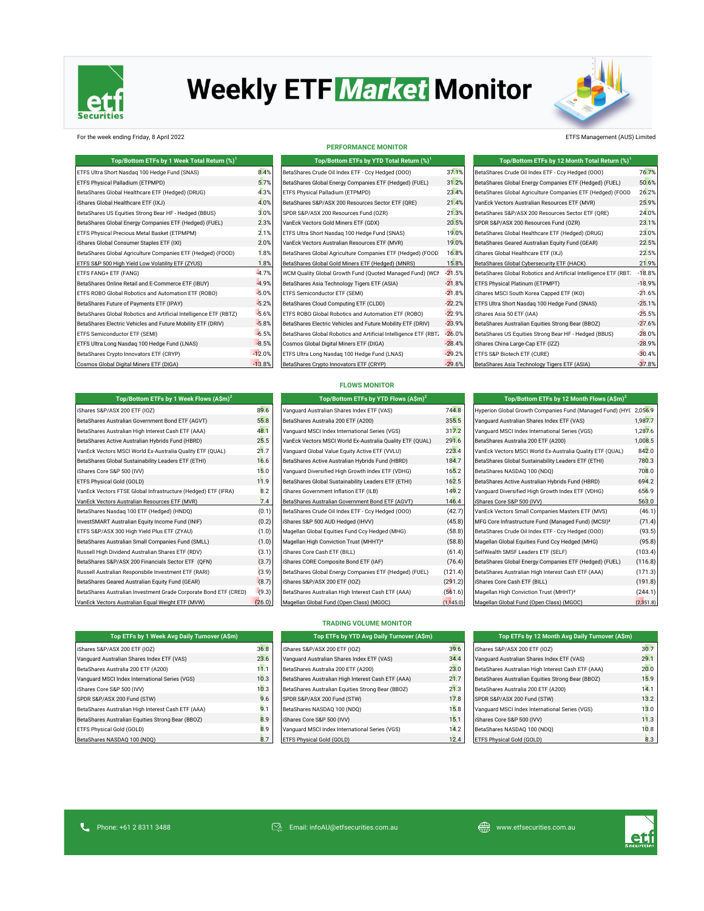# Weekly ETF Market Monitor

For the week ending Friday, 8 April 2022

ETFS Management (AUS) Limited

## PERFORMANCE MONITOR

| Top/Bottom ETFs by 1 Week Total Return (%)[1] | |
|---|---|
| ETFS Ultra Short Nasdaq 100 Hedge Fund (SNAS) | 8.4% |
| ETFS Physical Palladium (ETPMPD) | 5.7% |
| BetaShares Global Healthcare ETF (Hedged) (DRUG) | 4.3% |
| iShares Global Healthcare ETF (IXJ) | 4.0% |
| BetaShares US Equities Strong Bear HF - Hedged (BBUS) | 3.0% |
| BetaShares Global Energy Companies ETF (Hedged) (FUEL) | 2.3% |
| ETFS Physical Precious Metal Basket (ETPMPM) | 2.1% |
| iShares Global Consumer Staples ETF (IXI) | 2.0% |
| BetaShares Global Agriculture Companies ETF (Hedged) (FOOD) | 1.8% |
| ETFS S&P 500 High Yield Low Volatility ETF (ZYUS) | 1.8% |
| ETFS FANG+ ETF (FANG) | -4.7% |
| BetaShares Online Retail and E-Commerce ETF (IBUY) | -4.9% |
| ETFS ROBO Global Robotics and Automation ETF (ROBO) | -5.0% |
| BetaShares Future of Payments ETF (IPAY) | -5.2% |
| BetaShares Global Robotics and Artificial Intelligence ETF (RBTZ) | -5.6% |
| BetaShares Electric Vehicles and Future Mobility ETF (DRIV) | -5.8% |
| ETFS Semiconductor ETF (SEMI) | -6.5% |
| ETFS Ultra Long Nasdaq 100 Hedge Fund (LNAS) | -8.5% |
| BetaShares Crypto Innovators ETF (CRYP) | -12.0% |
| Cosmos Global Digital Miners ETF (DIGA) | -13.8% |

| Top/Bottom ETFs by YTD Total Return (%)[1] | |
|---|---|
| BetaShares Crude Oil Index ETF - Ccy Hedged (OOO) | 37.1% |
| BetaShares Global Energy Companies ETF (Hedged) (FUEL) | 31.2% |
| ETFS Physical Palladium (ETPMPD) | 23.4% |
| BetaShares S&P/ASX 200 Resources Sector ETF (QRE) | 21.4% |
| SPDR S&P/ASX 200 Resources Fund (OZR) | 21.3% |
| VanEck Vectors Gold Miners ETF (GDX) | 20.5% |
| ETFS Ultra Short Nasdaq 100 Hedge Fund (SNAS) | 19.0% |
| VanEck Vectors Australian Resources ETF (MVR) | 19.0% |
| BetaShares Global Agriculture Companies ETF (Hedged) (FOOD | 16.8% |
| BetaShares Global Gold Miners ETF (Hedged) (MNRS) | 15.8% |
| WCM Quality Global Growth Fund (Quoted Managed Fund) (WCM | -21.5% |
| BetaShares Asia Technology Tigers ETF (ASIA) | -21.8% |
| ETFS Semiconductor ETF (SEMI) | -21.8% |
| BetaShares Cloud Computing ETF (CLDD) | -22.2% |
| ETFS ROBO Global Robotics and Automation ETF (ROBO) | -22.9% |
| BetaShares Electric Vehicles and Future Mobility ETF (DRIV) | -23.9% |
| BetaShares Global Robotics and Artificial Intelligence ETF (RBTZ | -26.0% |
| Cosmos Global Digital Miners ETF (DIGA) | -28.4% |
| ETFS Ultra Long Nasdaq 100 Hedge Fund (LNAS) | -29.2% |
| BetaShares Crypto Innovators ETF (CRYP) | -29.6% |

| Top/Bottom ETFs by 12 Month Total Return (%)[1] | |
|---|---|
| BetaShares Crude Oil Index ETF - Ccy Hedged (OOO) | 76.7% |
| BetaShares Global Energy Companies ETF (Hedged) (FUEL) | 50.6% |
| BetaShares Global Agriculture Companies ETF (Hedged) (FOOD | 26.2% |
| VanEck Vectors Australian Resources ETF (MVR) | 25.9% |
| BetaShares S&P/ASX 200 Resources Sector ETF (QRE) | 24.0% |
| SPDR S&P/ASX 200 Resources Fund (OZR) | 23.1% |
| BetaShares Global Healthcare ETF (Hedged) (DRUG) | 23.0% |
| BetaShares Geared Australian Equity Fund (GEAR) | 22.5% |
| iShares Global Healthcare ETF (IXJ) | 22.5% |
| BetaShares Global Cybersecurity ETF (HACK) | 21.9% |
| BetaShares Global Robotics and Artificial Intelligence ETF (RBT | -18.8% |
| ETFS Physical Platinum (ETPMPT) | -18.9% |
| iShares MSCI South Korea Capped ETF (IKO) | -21.6% |
| ETFS Ultra Short Nasdaq 100 Hedge Fund (SNAS) | -25.1% |
| iShares Asia 50 ETF (IAA) | -25.5% |
| BetaShares Australian Equities Strong Bear (BBOZ) | -27.6% |
| BetaShares US Equities Strong Bear HF - Hedged (BBUS) | -28.0% |
| iShares China Large-Cap ETF (IZZ) | -28.9% |
| ETFS S&P Biotech ETF (CURE) | -30.4% |
| BetaShares Asia Technology Tigers ETF (ASIA) | -37.8% |

## FLOWS MONITOR

| Top/Bottom ETFs by 1 Week Flows (A$m)[2] | |
|---|---|
| iShares S&P/ASX 200 ETF (IOZ) | 89.6 |
| BetaShares Australian Government Bond ETF (AGVT) | 55.8 |
| BetaShares Australian High Interest Cash ETF (AAA) | 48.1 |
| BetaShares Active Australian Hybrids Fund (HBRD) | 25.5 |
| VanEck Vectors MSCI World Ex-Australia Quality ETF (QUAL) | 21.7 |
| BetaShares Global Sustainability Leaders ETF (ETHI) | 16.6 |
| iShares Core S&P 500 (IVV) | 15.0 |
| ETFS Physical Gold (GOLD) | 11.9 |
| VanEck Vectors FTSE Global Infrastructure (Hedged) ETF (IFRA) | 8.2 |
| VanEck Vectors Australian Resources ETF (MVR) | 7.4 |
| BetaShares Nasdaq 100 ETF (Hedged) (HNDQ) | (0.1) |
| InvestSMART Australian Equity Income Fund (INIF) | (0.2) |
| ETFS S&P/ASX 300 High Yield Plus ETF (ZYAU) | (1.0) |
| BetaShares Australian Small Companies Fund (SMLL) | (1.0) |
| Russell High Dividend Australian Shares ETF (RDV) | (3.1) |
| BetaShares S&P/ASX 200 Financials Sector ETF (QFN) | (3.7) |
| Russell Australian Responsbile Investment ETF (RARI) | (3.9) |
| BetaShares Geared Australian Equity Fund (GEAR) | (8.7) |
| BetaShares Australian Investment Grade Corporate Bond ETF (CRED) | (9.3) |
| VanEck Vectors Australian Equal Weight ETF (MVW) | (26.0) |

| Top/Bottom ETFs by YTD Flows (A$m)[2] | |
|---|---|
| Vanguard Australian Shares Index ETF (VAS) | 744.8 |
| BetaShares Australia 200 ETF (A200) | 355.5 |
| Vanguard MSCI Index International Series (VGS) | 317.2 |
| VanEck Vectors MSCI World Ex-Australia Quality ETF (QUAL) | 291.6 |
| Vanguard Global Value Equity Active ETF (VVLU) | 223.4 |
| BetaShares Active Australian Hybrids Fund (HBRD) | 184.7 |
| Vanguard Diversified High Growth Index ETF (VDHG) | 165.2 |
| BetaShares Global Sustainability Leaders ETF (ETHI) | 162.5 |
| iShares Government Inflation ETF (ILB) | 149.2 |
| BetaShares Australian Government Bond ETF (AGVT) | 146.4 |
| BetaShares Crude Oil Index ETF - Ccy Hedged (OOO) | (42.7) |
| iShares S&P 500 AUD Hedged (IHVV) | (45.8) |
| Magellan Global Equities Fund Ccy Hedged (MHG) | (58.8) |
| Magellan High Conviction Trust (MHHT)[3] | (58.8) |
| iShares Core Cash ETF (BILL) | (61.4) |
| iShares CORE Composite Bond ETF (IAF) | (76.4) |
| BetaShares Global Energy Companies ETF (Hedged) (FUEL) | (121.4) |
| iShares S&P/ASX 200 ETF (IOZ) | (291.2) |
| BetaShares Australian High Interest Cash ETF (AAA) | (561.6) |
| Magellan Global Fund (Open Class) (MGOC) | (1,145.0) |

| Top/Bottom ETFs by 12 Month Flows (A$m)[2] | |
|---|---|
| Hyperion Global Growth Companies Fund (Managed Fund) (HYG | 2,056.9 |
| Vanguard Australian Shares Index ETF (VAS) | 1,987.7 |
| Vanguard MSCI Index International Series (VGS) | 1,287.6 |
| BetaShares Australia 200 ETF (A200) | 1,008.5 |
| VanEck Vectors MSCI World Ex-Australia Quality ETF (QUAL) | 842.0 |
| BetaShares Global Sustainability Leaders ETF (ETHI) | 780.3 |
| BetaShares NASDAQ 100 (NDQ) | 708.0 |
| BetaShares Active Australian Hybrids Fund (HBRD) | 694.2 |
| Vanguard Diversified High Growth Index ETF (VDHG) | 656.9 |
| iShares Core S&P 500 (IVV) | 563.0 |
| VanEck Vectors Small Companies Masters ETF (MVS) | (46.1) |
| MFG Core Infrastructure Fund (Managed Fund) (MCSI)[3] | (71.4) |
| BetaShares Crude Oil Index ETF - Ccy Hedged (OOO) | (93.5) |
| Magellan Global Equities Fund Ccy Hedged (MHG) | (95.8) |
| SelfWealth SMSF Leaders ETF (SELF) | (103.4) |
| BetaShares Global Energy Companies ETF (Hedged) (FUEL) | (116.8) |
| BetaShares Australian High Interest Cash ETF (AAA) | (171.3) |
| iShares Core Cash ETF (BILL) | (191.8) |
| Magellan High Conviction Trust (MHHT)[3] | (244.1) |
| Magellan Global Fund (Open Class) (MGOC) | (2,351.8) |

## TRADING VOLUME MONITOR

| Top ETFs by 1 Week Avg Daily Turnover (A$m) | |
|---|---|
| iShares S&P/ASX 200 ETF (IOZ) | 36.8 |
| Vanguard Australian Shares Index ETF (VAS) | 23.6 |
| BetaShares Australia 200 ETF (A200) | 11.1 |
| Vanguard MSCI Index International Series (VGS) | 10.3 |
| iShares Core S&P 500 (IVV) | 10.3 |
| SPDR S&P/ASX 200 Fund (STW) | 9.6 |
| BetaShares Australian High Interest Cash ETF (AAA) | 9.1 |
| BetaShares Australian Equities Strong Bear (BBOZ) | 8.9 |
| ETFS Physical Gold (GOLD) | 8.9 |
| BetaShares NASDAQ 100 (NDQ) | 8.7 |

| Top ETFs by YTD Avg Daily Turnover (A$m) | |
|---|---|
| iShares S&P/ASX 200 ETF (IOZ) | 39.6 |
| Vanguard Australian Shares Index ETF (VAS) | 34.4 |
| BetaShares Australia 200 ETF (A200) | 23.0 |
| BetaShares Australian High Interest Cash ETF (AAA) | 21.7 |
| BetaShares Australian Equities Strong Bear (BBOZ) | 21.3 |
| SPDR S&P/ASX 200 Fund (STW) | 17.8 |
| BetaShares NASDAQ 100 (NDQ) | 15.8 |
| iShares Core S&P 500 (IVV) | 15.1 |
| Vanguard MSCI Index International Series (VGS) | 14.2 |
| ETFS Physical Gold (GOLD) | 12.4 |

| Top ETFs by 12 Month Avg Daily Turnover (A$m) | |
|---|---|
| iShares S&P/ASX 200 ETF (IOZ) | 30.7 |
| Vanguard Australian Shares Index ETF (VAS) | 29.1 |
| BetaShares Australian High Interest Cash ETF (AAA) | 20.0 |
| BetaShares Australian Equities Strong Bear (BBOZ) | 15.9 |
| BetaShares Australia 200 ETF (A200) | 14.1 |
| SPDR S&P/ASX 200 Fund (STW) | 13.2 |
| Vanguard MSCI Index International Series (VGS) | 13.0 |
| iShares Core S&P 500 (IVV) | 11.3 |
| BetaShares NASDAQ 100 (NDQ) | 10.8 |
| ETFS Physical Gold (GOLD) | 8.3 |

Phone: +61 2 8311 3488 | Email: infoAU@etfsecurities.com.au | www.etfsecurities.com.au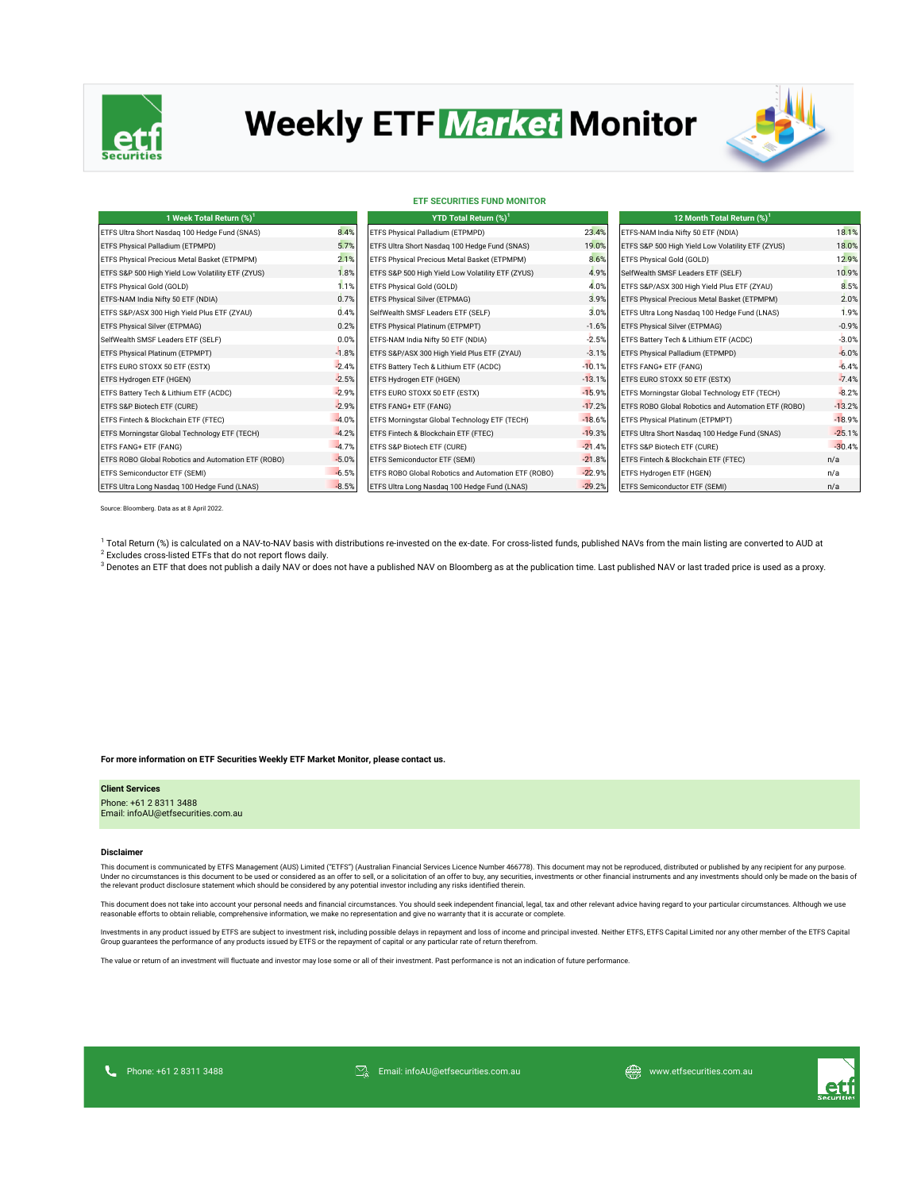# Weekly ETF Market Monitor

## ETF SECURITIES FUND MONITOR

| 1 Week Total Return (%)[1] | |
|---|---|
| ETFS Ultra Short Nasdaq 100 Hedge Fund (SNAS) | 8.4% |
| ETFS Physical Palladium (ETPMPD) | 5.7% |
| ETFS Physical Precious Metal Basket (ETPMPM) | 2.1% |
| ETFS S&P 500 High Yield Low Volatility ETF (ZYUS) | 1.8% |
| ETFS Physical Gold (GOLD) | 1.1% |
| ETFS-NAM India Nifty 50 ETF (NDIA) | 0.7% |
| ETFS S&P/ASX 300 High Yield Plus ETF (ZYAU) | 0.4% |
| ETFS Physical Silver (ETPMAG) | 0.2% |
| SelfWealth SMSF Leaders ETF (SELF) | 0.0% |
| ETFS Physical Platinum (ETPMPT) | -1.8% |
| ETFS EURO STOXX 50 ETF (ESTX) | -2.4% |
| ETFS Hydrogen ETF (HGEN) | -2.5% |
| ETFS Battery Tech & Lithium ETF (ACDC) | -2.9% |
| ETFS S&P Biotech ETF (CURE) | -2.9% |
| ETFS Fintech & Blockchain ETF (FTEC) | -4.0% |
| ETFS Morningstar Global Technology ETF (TECH) | -4.2% |
| ETFS FANG+ ETF (FANG) | -4.7% |
| ETFS ROBO Global Robotics and Automation ETF (ROBO) | -5.0% |
| ETFS Semiconductor ETF (SEMI) | -6.5% |
| ETFS Ultra Long Nasdaq 100 Hedge Fund (LNAS) | -8.5% |

| YTD Total Return (%)[1] | |
|---|---|
| ETFS Physical Palladium (ETPMPD) | 23.4% |
| ETFS Ultra Short Nasdaq 100 Hedge Fund (SNAS) | 19.0% |
| ETFS Physical Precious Metal Basket (ETPMPM) | 8.6% |
| ETFS S&P 500 High Yield Low Volatility ETF (ZYUS) | 4.9% |
| ETFS Physical Gold (GOLD) | 4.0% |
| ETFS Physical Silver (ETPMAG) | 3.9% |
| SelfWealth SMSF Leaders ETF (SELF) | 3.0% |
| ETFS Physical Platinum (ETPMPT) | -1.6% |
| ETFS-NAM India Nifty 50 ETF (NDIA) | -2.5% |
| ETFS S&P/ASX 300 High Yield Plus ETF (ZYAU) | -3.1% |
| ETFS Battery Tech & Lithium ETF (ACDC) | -10.1% |
| ETFS Hydrogen ETF (HGEN) | -13.1% |
| ETFS EURO STOXX 50 ETF (ESTX) | -15.9% |
| ETFS FANG+ ETF (FANG) | -17.2% |
| ETFS Morningstar Global Technology ETF (TECH) | -18.6% |
| ETFS Fintech & Blockchain ETF (FTEC) | -19.3% |
| ETFS S&P Biotech ETF (CURE) | -21.4% |
| ETFS Semiconductor ETF (SEMI) | -21.8% |
| ETFS ROBO Global Robotics and Automation ETF (ROBO) | -22.9% |
| ETFS Ultra Long Nasdaq 100 Hedge Fund (LNAS) | -29.2% |

| 12 Month Total Return (%)[1] | |
|---|---|
| ETFS-NAM India Nifty 50 ETF (NDIA) | 18.1% |
| ETFS S&P 500 High Yield Low Volatility ETF (ZYUS) | 18.0% |
| ETFS Physical Gold (GOLD) | 12.9% |
| SelfWealth SMSF Leaders ETF (SELF) | 10.9% |
| ETFS S&P/ASX 300 High Yield Plus ETF (ZYAU) | 8.5% |
| ETFS Physical Precious Metal Basket (ETPMPM) | 2.0% |
| ETFS Ultra Long Nasdaq 100 Hedge Fund (LNAS) | 1.9% |
| ETFS Physical Silver (ETPMAG) | -0.9% |
| ETFS Battery Tech & Lithium ETF (ACDC) | -3.0% |
| ETFS Physical Palladium (ETPMPD) | -6.0% |
| ETFS FANG+ ETF (FANG) | -6.4% |
| ETFS EURO STOXX 50 ETF (ESTX) | -7.4% |
| ETFS Morningstar Global Technology ETF (TECH) | -8.2% |
| ETFS ROBO Global Robotics and Automation ETF (ROBO) | -13.2% |
| ETFS Physical Platinum (ETPMPT) | -18.9% |
| ETFS Ultra Short Nasdaq 100 Hedge Fund (SNAS) | -25.1% |
| ETFS S&P Biotech ETF (CURE) | -30.4% |
| ETFS Fintech & Blockchain ETF (FTEC) | n/a |
| ETFS Hydrogen ETF (HGEN) | n/a |
| ETFS Semiconductor ETF (SEMI) | n/a |

Source: Bloomberg. Data as at 8 April 2022.

[1] Total Return (%) is calculated on a NAV-to-NAV basis with distributions re-invested on the ex-date. For cross-listed funds, published NAVs from the main listing are converted to AUD at
[2] Excludes cross-listed ETFs that do not report flows daily.
[3] Denotes an ETF that does not publish a daily NAV or does not have a published NAV on Bloomberg as at the publication time. Last published NAV or last traded price is used as a proxy.

**For more information on ETF Securities Weekly ETF Market Monitor, please contact us.**

**Client Services**
Phone: +61 2 8311 3488
Email: infoAU@etfsecurities.com.au

**Disclaimer**

This document is communicated by ETFS Management (AUS) Limited ("ETFS") (Australian Financial Services Licence Number 466778). This document may not be reproduced, distributed or published by any recipient for any purpose. Under no circumstances is this document to be used or considered as an offer to sell, or a solicitation of an offer to buy, any securities, investments or other financial instruments and any investments should only be made on the basis of the relevant product disclosure statement which should be considered by any potential investor including any risks identified therein.

This document does not take into account your personal needs and financial circumstances. You should seek independent financial, legal, tax and other relevant advice having regard to your particular circumstances. Although we use reasonable efforts to obtain reliable, comprehensive information, we make no representation and give no warranty that it is accurate or complete.

Investments in any product issued by ETFS are subject to investment risk, including possible delays in repayment and loss of income and principal invested. Neither ETFS, ETFS Capital Limited nor any other member of the ETFS Capital Group guarantees the performance of any products issued by ETFS or the repayment of capital or any particular rate of return therefrom.

The value or return of an investment will fluctuate and investor may lose some or all of their investment. Past performance is not an indication of future performance.

Phone: +61 2 8311 3488 Email: infoAU@etfsecurities.com.au www.etfsecurities.com.au